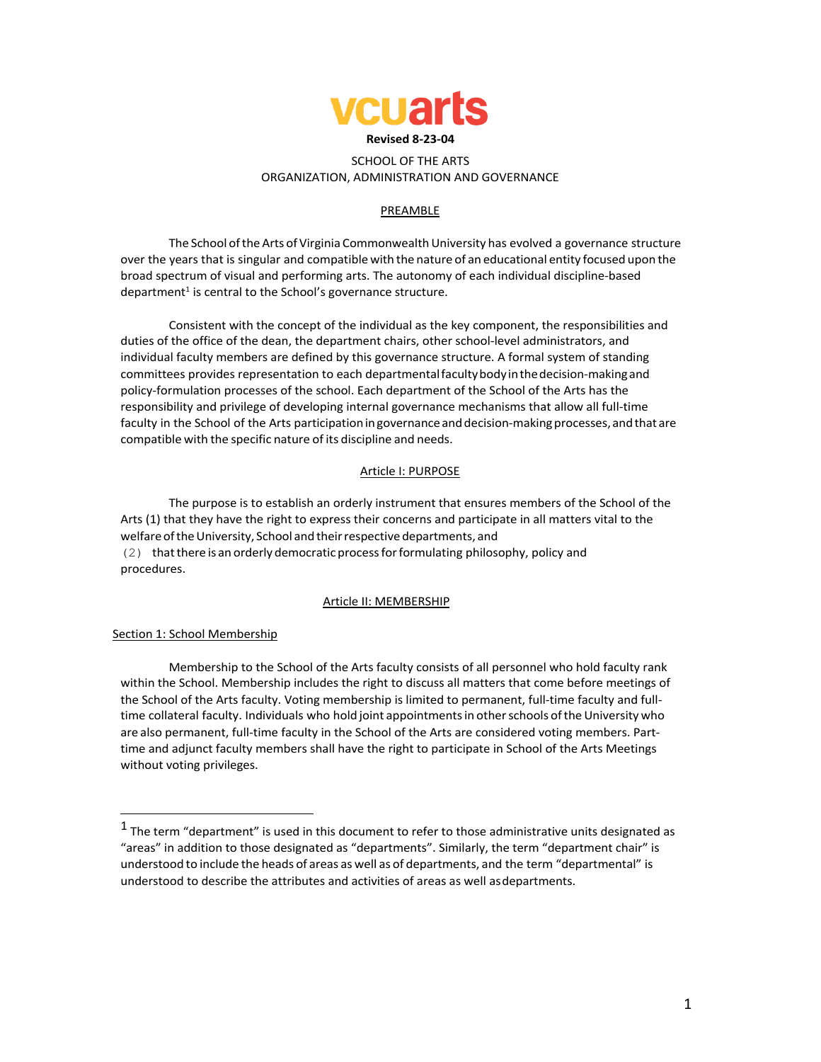vcuarts

**Revised 8-23-04**

# SCHOOL OF THE ARTS
# ORGANIZATION, ADMINISTRATION AND GOVERNANCE

## PREAMBLE

The School of the Arts of Virginia Commonwealth University has evolved a governance structure over the years that is singular and compatible with the nature of an educational entity focused upon the broad spectrum of visual and performing arts. The autonomy of each individual discipline-based department[1] is central to the School's governance structure.

Consistent with the concept of the individual as the key component, the responsibilities and duties of the office of the dean, the department chairs, other school-level administrators, and individual faculty members are defined by this governance structure. A formal system of standing committees provides representation to each departmental faculty body in the decision-making and policy-formulation processes of the school. Each department of the School of the Arts has the responsibility and privilege of developing internal governance mechanisms that allow all full-time faculty in the School of the Arts participation in governance and decision-making processes, and that are compatible with the specific nature of its discipline and needs.

## Article I: PURPOSE

The purpose is to establish an orderly instrument that ensures members of the School of the Arts (1) that they have the right to express their concerns and participate in all matters vital to the welfare of the University, School and their respective departments, and
(2) that there is an orderly democratic process for formulating philosophy, policy and procedures.

## Article II: MEMBERSHIP

### Section 1: School Membership

Membership to the School of the Arts faculty consists of all personnel who hold faculty rank within the School. Membership includes the right to discuss all matters that come before meetings of the School of the Arts faculty. Voting membership is limited to permanent, full-time faculty and full-time collateral faculty. Individuals who hold joint appointments in other schools of the University who are also permanent, full-time faculty in the School of the Arts are considered voting members. Part-time and adjunct faculty members shall have the right to participate in School of the Arts Meetings without voting privileges.

---

[1] The term "department" is used in this document to refer to those administrative units designated as "areas" in addition to those designated as "departments". Similarly, the term "department chair" is understood to include the heads of areas as well as of departments, and the term "departmental" is understood to describe the attributes and activities of areas as well as departments.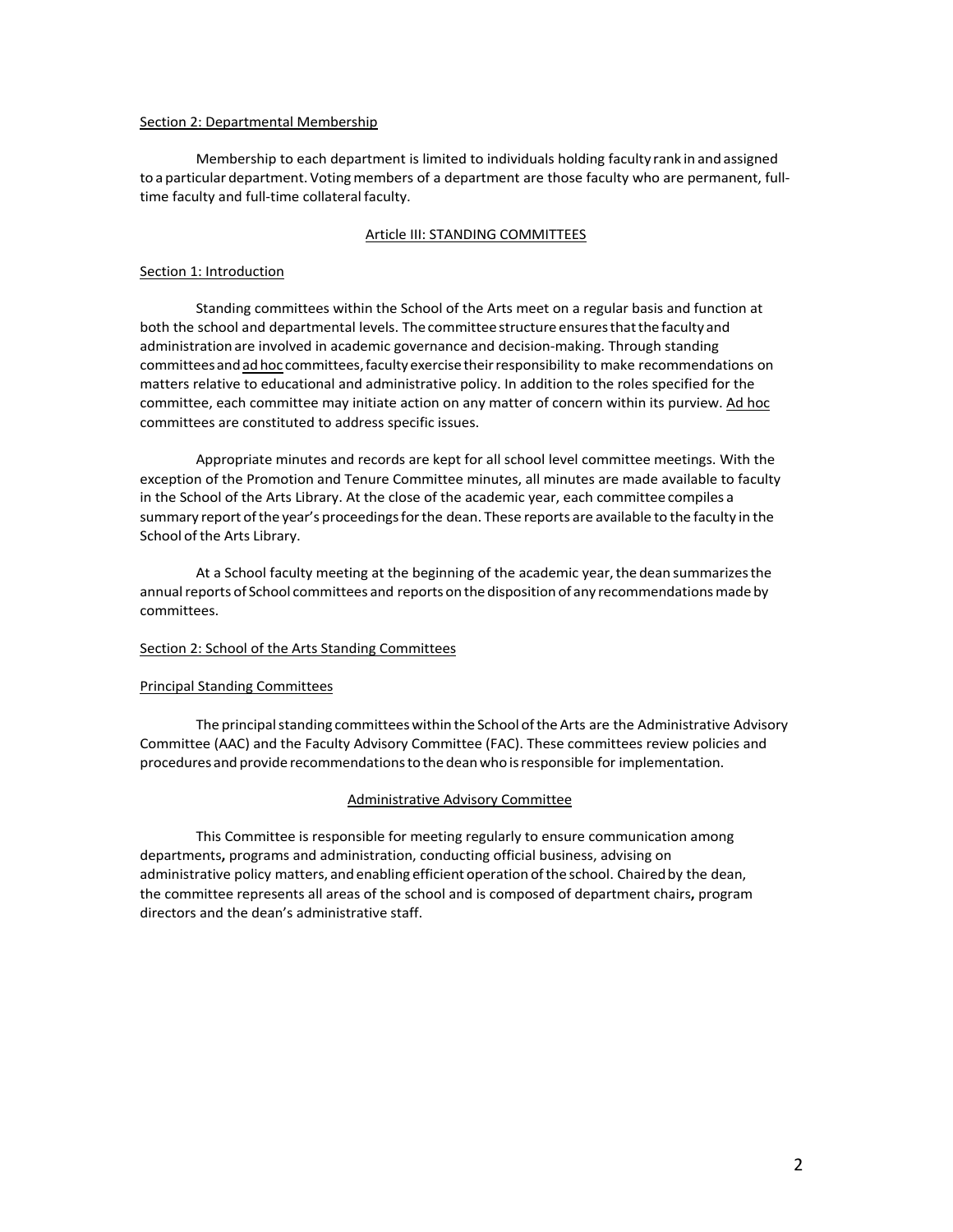Section 2: Departmental Membership

Membership to each department is limited to individuals holding faculty rank in and assigned to a particular department. Voting members of a department are those faculty who are permanent, full-time faculty and full-time collateral faculty.

## Article III: STANDING COMMITTEES

Section 1: Introduction

Standing committees within the School of the Arts meet on a regular basis and function at both the school and departmental levels. The committee structure ensures that the faculty and administration are involved in academic governance and decision-making. Through standing committees and ad hoc committees, faculty exercise their responsibility to make recommendations on matters relative to educational and administrative policy. In addition to the roles specified for the committee, each committee may initiate action on any matter of concern within its purview. Ad hoc committees are constituted to address specific issues.

Appropriate minutes and records are kept for all school level committee meetings. With the exception of the Promotion and Tenure Committee minutes, all minutes are made available to faculty in the School of the Arts Library. At the close of the academic year, each committee compiles a summary report of the year's proceedings for the dean. These reports are available to the faculty in the School of the Arts Library.

At a School faculty meeting at the beginning of the academic year, the dean summarizes the annual reports of School committees and reports on the disposition of any recommendations made by committees.

Section 2: School of the Arts Standing Committees

Principal Standing Committees

The principal standing committees within the School of the Arts are the Administrative Advisory Committee (AAC) and the Faculty Advisory Committee (FAC). These committees review policies and procedures and provide recommendations to the dean who is responsible for implementation.

### Administrative Advisory Committee

This Committee is responsible for meeting regularly to ensure communication among departments**,** programs and administration, conducting official business, advising on administrative policy matters, and enabling efficient operation of the school. Chaired by the dean, the committee represents all areas of the school and is composed of department chairs**,** program directors and the dean's administrative staff.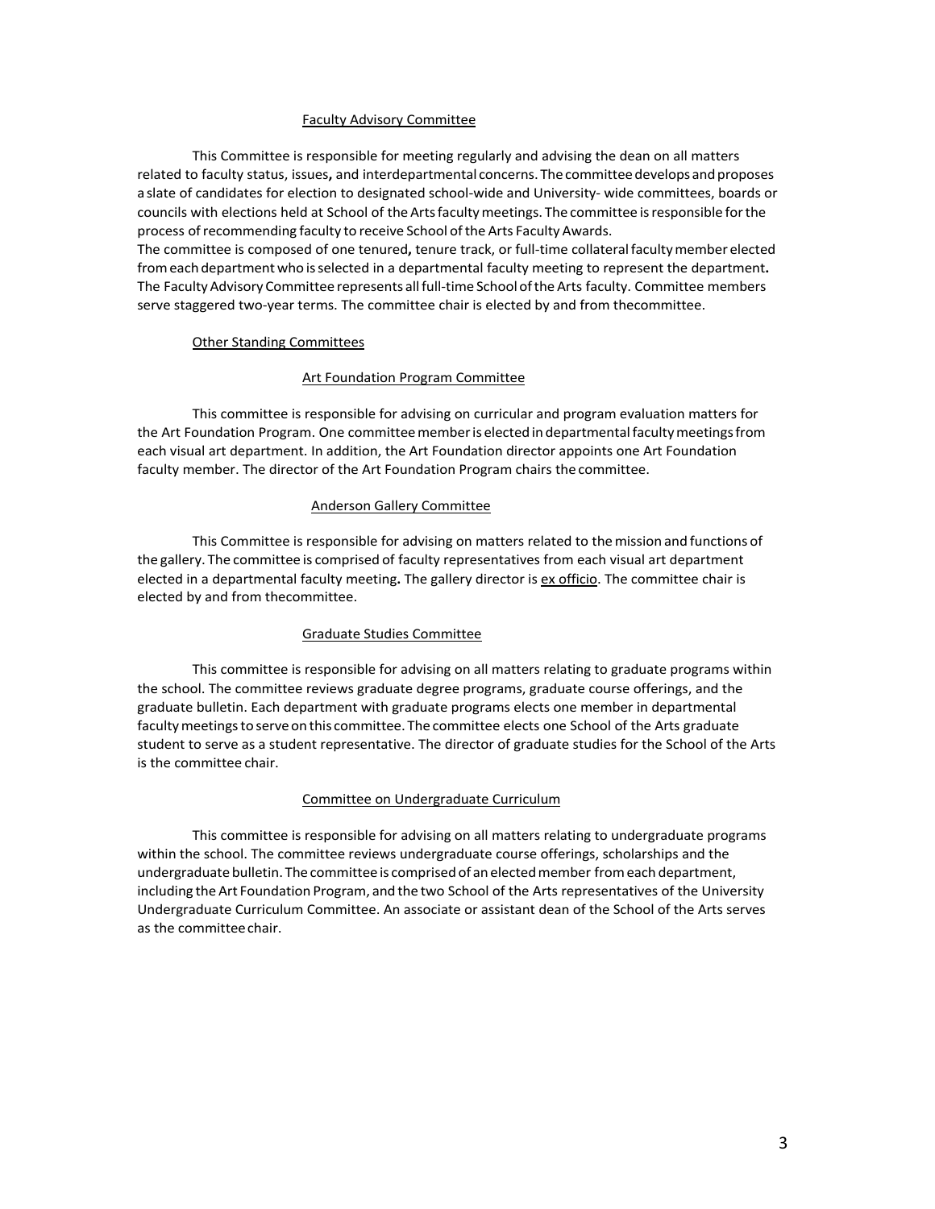### Faculty Advisory Committee

This Committee is responsible for meeting regularly and advising the dean on all matters related to faculty status, issues, and interdepartmental concerns. The committee develops and proposes a slate of candidates for election to designated school-wide and University- wide committees, boards or councils with elections held at School of the Arts faculty meetings. The committee is responsible for the process of recommending faculty to receive School of the Arts Faculty Awards.
The committee is composed of one tenured, tenure track, or full-time collateral faculty member elected from each department who is selected in a departmental faculty meeting to represent the department. The Faculty Advisory Committee represents all full-time School of the Arts faculty. Committee members serve staggered two-year terms. The committee chair is elected by and from thecommittee.

### Other Standing Committees

#### Art Foundation Program Committee

This committee is responsible for advising on curricular and program evaluation matters for the Art Foundation Program. One committee member is elected in departmental faculty meetings from each visual art department. In addition, the Art Foundation director appoints one Art Foundation faculty member. The director of the Art Foundation Program chairs the committee.

#### Anderson Gallery Committee

This Committee is responsible for advising on matters related to the mission and functions of the gallery. The committee is comprised of faculty representatives from each visual art department elected in a departmental faculty meeting. The gallery director is ex officio. The committee chair is elected by and from thecommittee.

#### Graduate Studies Committee

This committee is responsible for advising on all matters relating to graduate programs within the school. The committee reviews graduate degree programs, graduate course offerings, and the graduate bulletin. Each department with graduate programs elects one member in departmental faculty meetings to serve on this committee. The committee elects one School of the Arts graduate student to serve as a student representative. The director of graduate studies for the School of the Arts is the committee chair.

#### Committee on Undergraduate Curriculum

This committee is responsible for advising on all matters relating to undergraduate programs within the school. The committee reviews undergraduate course offerings, scholarships and the undergraduate bulletin. The committee is comprised of an elected member from each department, including the Art Foundation Program, and the two School of the Arts representatives of the University Undergraduate Curriculum Committee. An associate or assistant dean of the School of the Arts serves as the committee chair.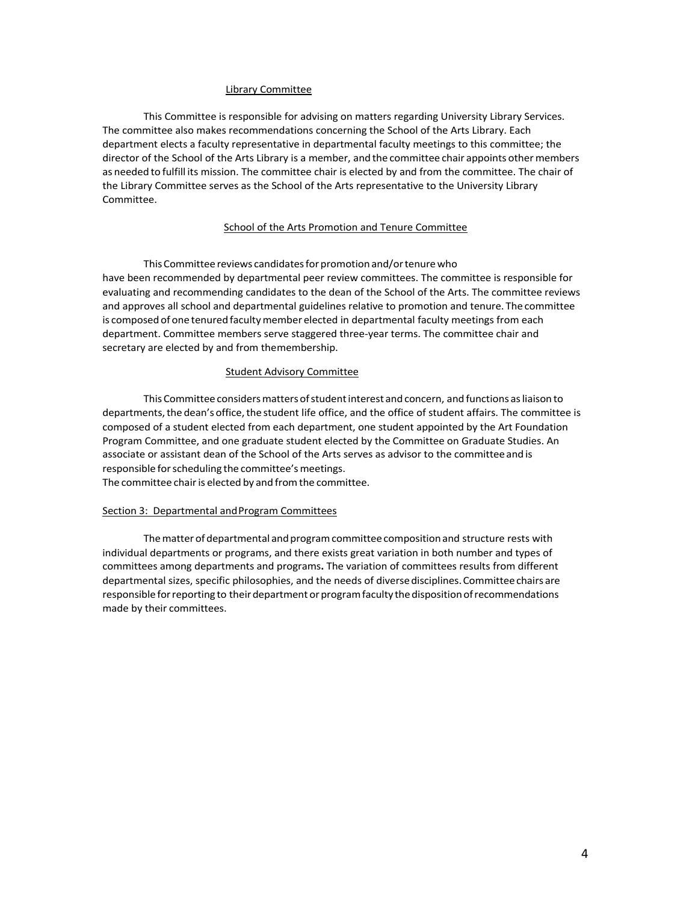### Library Committee

This Committee is responsible for advising on matters regarding University Library Services. The committee also makes recommendations concerning the School of the Arts Library. Each department elects a faculty representative in departmental faculty meetings to this committee; the director of the School of the Arts Library is a member, and the committee chair appoints other members as needed to fulfill its mission. The committee chair is elected by and from the committee. The chair of the Library Committee serves as the School of the Arts representative to the University Library Committee.

### School of the Arts Promotion and Tenure Committee

This Committee reviews candidates for promotion and/or tenure who have been recommended by departmental peer review committees. The committee is responsible for evaluating and recommending candidates to the dean of the School of the Arts. The committee reviews and approves all school and departmental guidelines relative to promotion and tenure. The committee is composed of one tenured faculty member elected in departmental faculty meetings from each department. Committee members serve staggered three-year terms. The committee chair and secretary are elected by and from themembership.

### Student Advisory Committee

This Committee considers matters of student interest and concern, and functions as liaison to departments, the dean's office, the student life office, and the office of student affairs. The committee is composed of a student elected from each department, one student appointed by the Art Foundation Program Committee, and one graduate student elected by the Committee on Graduate Studies. An associate or assistant dean of the School of the Arts serves as advisor to the committee and is responsible for scheduling the committee's meetings.
The committee chair is elected by and from the committee.

## Section 3: Departmental and Program Committees

The matter of departmental and program committee composition and structure rests with individual departments or programs, and there exists great variation in both number and types of committees among departments and programs**.** The variation of committees results from different departmental sizes, specific philosophies, and the needs of diverse disciplines. Committee chairs are responsible for reporting to their department or program faculty the disposition of recommendations made by their committees.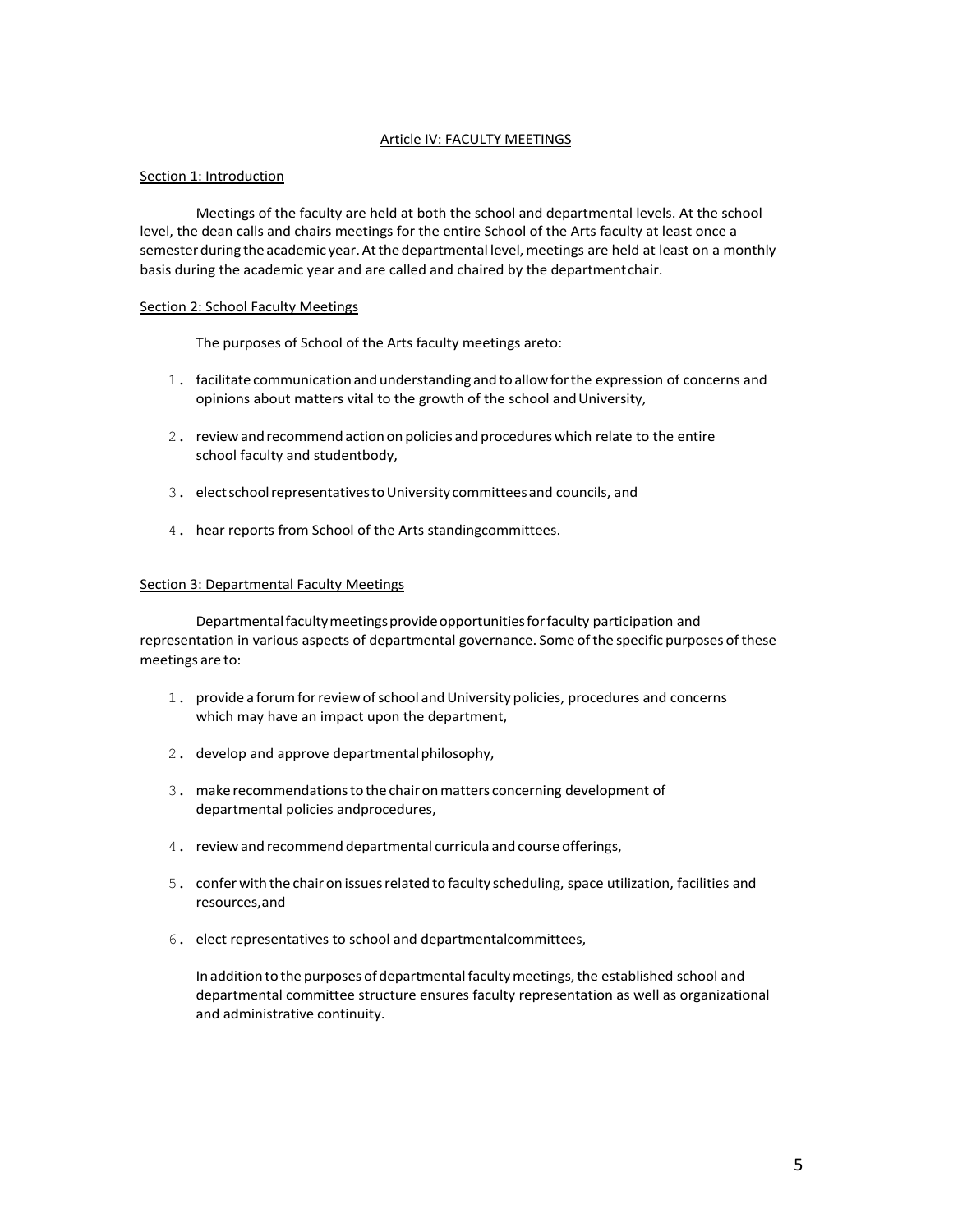## Article IV: FACULTY MEETINGS

### Section 1: Introduction

Meetings of the faculty are held at both the school and departmental levels. At the school level, the dean calls and chairs meetings for the entire School of the Arts faculty at least once a semester during the academic year. At the departmental level, meetings are held at least on a monthly basis during the academic year and are called and chaired by the department chair.

### Section 2: School Faculty Meetings

The purposes of School of the Arts faculty meetings are to:

1. facilitate communication and understanding and to allow for the expression of concerns and opinions about matters vital to the growth of the school and University,
2. review and recommend action on policies and procedures which relate to the entire school faculty and student body,
3. elect school representatives to University committees and councils, and
4. hear reports from School of the Arts standing committees.

### Section 3: Departmental Faculty Meetings

Departmental faculty meetings provide opportunities for faculty participation and representation in various aspects of departmental governance. Some of the specific purposes of these meetings are to:

1. provide a forum for review of school and University policies, procedures and concerns which may have an impact upon the department,
2. develop and approve departmental philosophy,
3. make recommendations to the chair on matters concerning development of departmental policies and procedures,
4. review and recommend departmental curricula and course offerings,
5. confer with the chair on issues related to faculty scheduling, space utilization, facilities and resources, and
6. elect representatives to school and departmental committees,

In addition to the purposes of departmental faculty meetings, the established school and departmental committee structure ensures faculty representation as well as organizational and administrative continuity.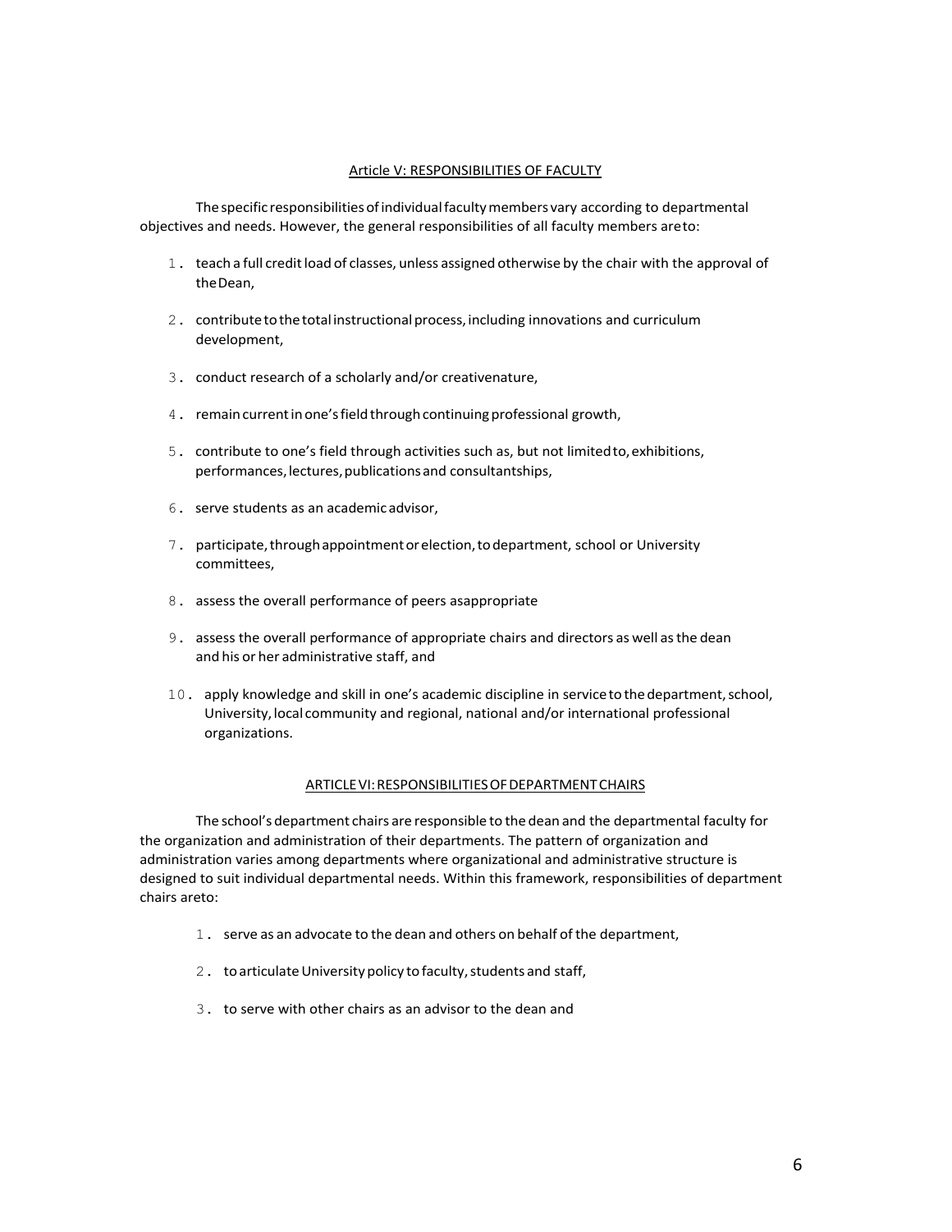## Article V: RESPONSIBILITIES OF FACULTY

The specific responsibilities of individual faculty members vary according to departmental objectives and needs. However, the general responsibilities of all faculty members are to:

1. teach a full credit load of classes, unless assigned otherwise by the chair with the approval of the Dean,
2. contribute to the total instructional process, including innovations and curriculum development,
3. conduct research of a scholarly and/or creative nature,
4. remain current in one's field through continuing professional growth,
5. contribute to one's field through activities such as, but not limited to, exhibitions, performances, lectures, publications and consultantships,
6. serve students as an academic advisor,
7. participate, through appointment or election, to department, school or University committees,
8. assess the overall performance of peers as appropriate
9. assess the overall performance of appropriate chairs and directors as well as the dean and his or her administrative staff, and
10. apply knowledge and skill in one's academic discipline in service to the department, school, University, local community and regional, national and/or international professional organizations.

## ARTICLE VI: RESPONSIBILITIES OF DEPARTMENT CHAIRS

The school's department chairs are responsible to the dean and the departmental faculty for the organization and administration of their departments. The pattern of organization and administration varies among departments where organizational and administrative structure is designed to suit individual departmental needs. Within this framework, responsibilities of department chairs are to:

1. serve as an advocate to the dean and others on behalf of the department,
2. to articulate University policy to faculty, students and staff,
3. to serve with other chairs as an advisor to the dean and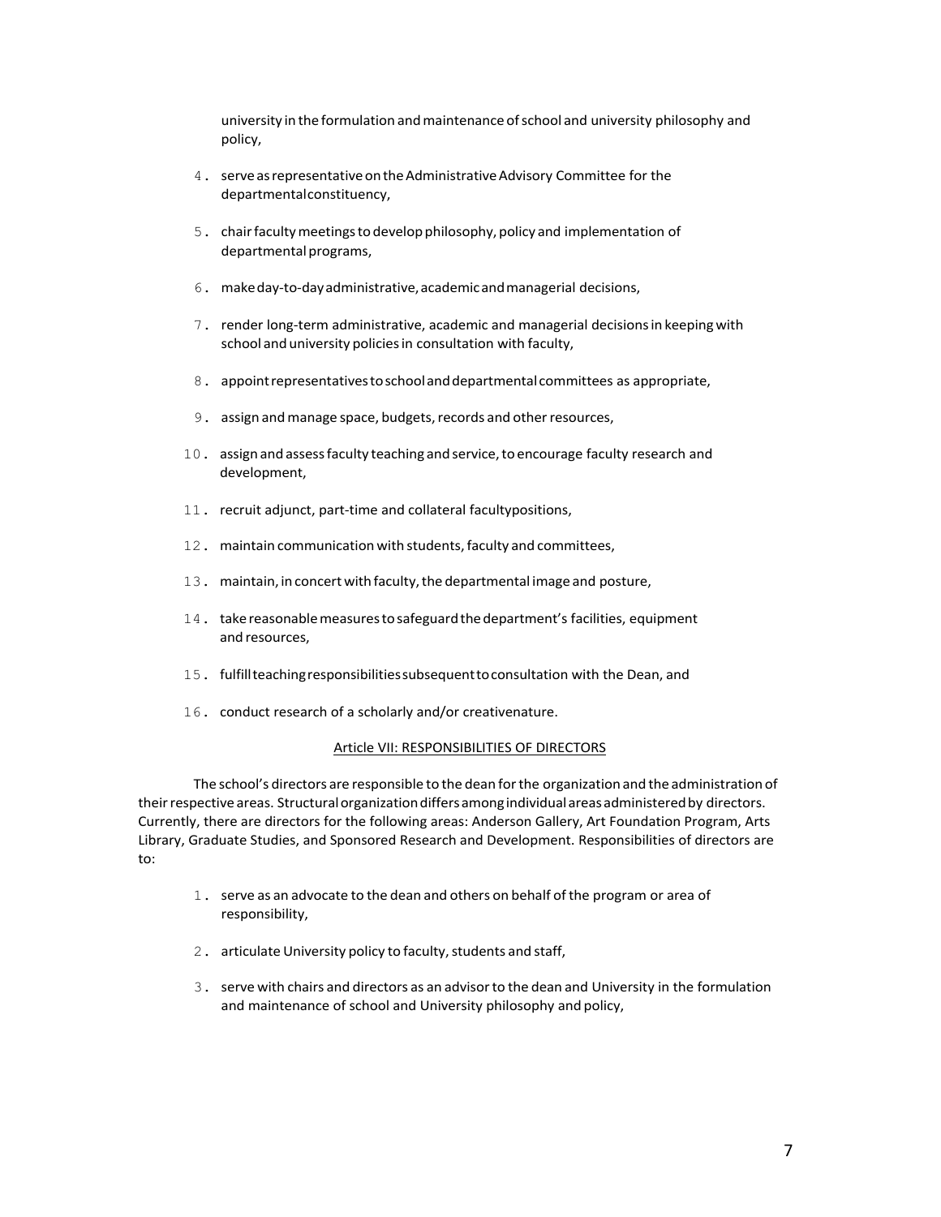university in the formulation and maintenance of school and university philosophy and policy,

4. serve as representative on the Administrative Advisory Committee for the departmental constituency,

5. chair faculty meetings to develop philosophy, policy and implementation of departmental programs,

6. make day-to-day administrative, academic and managerial decisions,

7. render long-term administrative, academic and managerial decisions in keeping with school and university policies in consultation with faculty,

8. appoint representatives to school and departmental committees as appropriate,

9. assign and manage space, budgets, records and other resources,

10. assign and assess faculty teaching and service, to encourage faculty research and development,

11. recruit adjunct, part-time and collateral faculty positions,

12. maintain communication with students, faculty and committees,

13. maintain, in concert with faculty, the departmental image and posture,

14. take reasonable measures to safeguard the department's facilities, equipment and resources,

15. fulfill teaching responsibilities subsequent to consultation with the Dean, and

16. conduct research of a scholarly and/or creative nature.

## Article VII: RESPONSIBILITIES OF DIRECTORS

The school's directors are responsible to the dean for the organization and the administration of their respective areas. Structural organization differs among individual areas administered by directors. Currently, there are directors for the following areas: Anderson Gallery, Art Foundation Program, Arts Library, Graduate Studies, and Sponsored Research and Development. Responsibilities of directors are to:

1. serve as an advocate to the dean and others on behalf of the program or area of responsibility,

2. articulate University policy to faculty, students and staff,

3. serve with chairs and directors as an advisor to the dean and University in the formulation and maintenance of school and University philosophy and policy,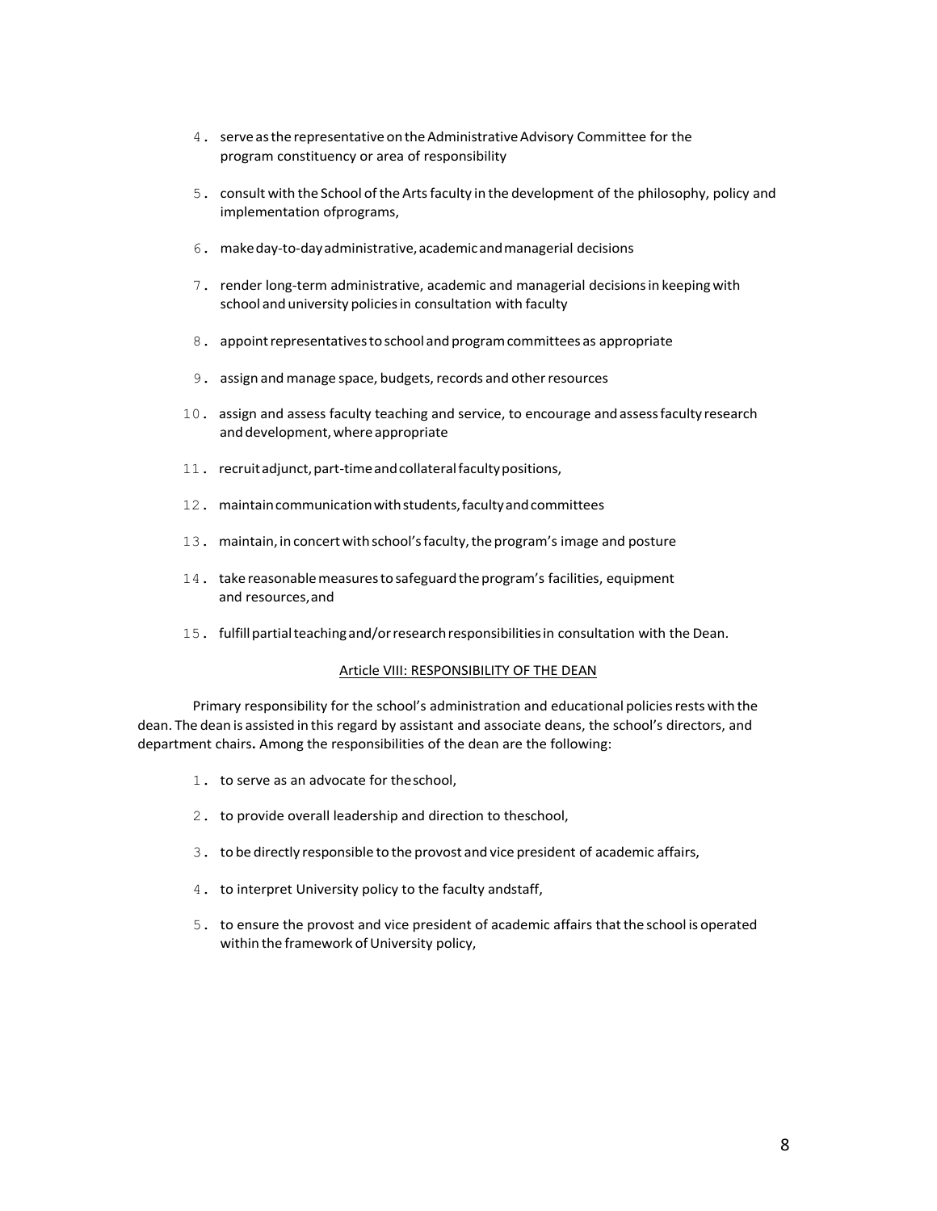4. serve as the representative on the Administrative Advisory Committee for the program constituency or area of responsibility

5. consult with the School of the Arts faculty in the development of the philosophy, policy and implementation ofprograms,

6. make day-to-day administrative, academic and managerial decisions

7. render long-term administrative, academic and managerial decisions in keeping with school and university policies in consultation with faculty

8. appoint representatives to school and program committees as appropriate

9. assign and manage space, budgets, records and other resources

10. assign and assess faculty teaching and service, to encourage and assess faculty research and development, where appropriate

11. recruit adjunct, part-time and collateral faculty positions,

12. maintain communication with students, faculty and committees

13. maintain, in concert with school's faculty, the program's image and posture

14. take reasonable measures to safeguard the program's facilities, equipment and resources, and

15. fulfill partial teaching and/or research responsibilities in consultation with the Dean.

## Article VIII: RESPONSIBILITY OF THE DEAN

Primary responsibility for the school's administration and educational policies rests with the dean. The dean is assisted in this regard by assistant and associate deans, the school's directors, and department chairs**.** Among the responsibilities of the dean are the following:

1. to serve as an advocate for theschool,

2. to provide overall leadership and direction to theschool,

3. to be directly responsible to the provost and vice president of academic affairs,

4. to interpret University policy to the faculty andstaff,

5. to ensure the provost and vice president of academic affairs that the school is operated within the framework of University policy,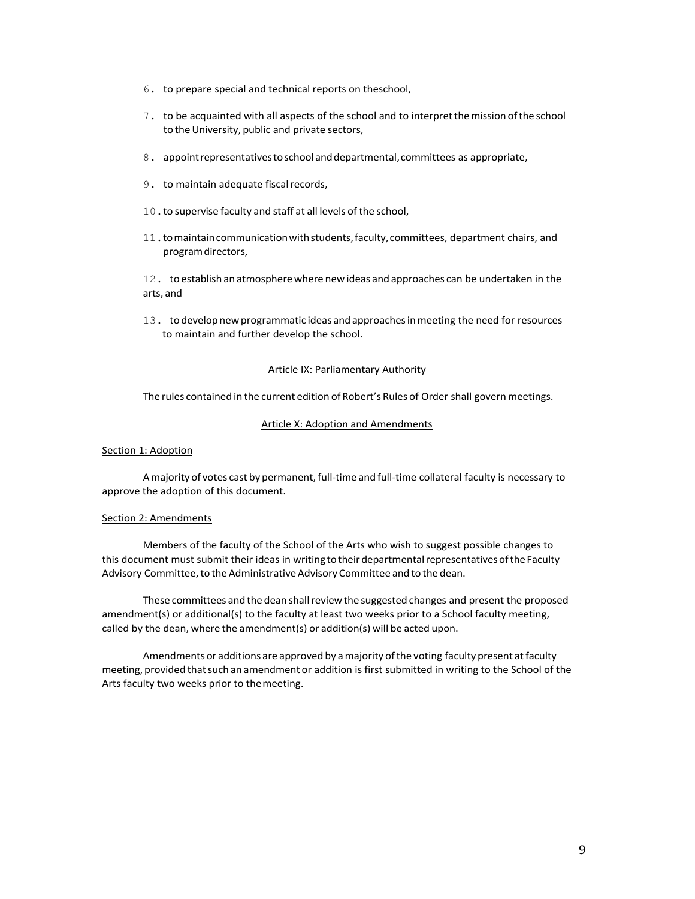6. to prepare special and technical reports on theschool,
7. to be acquainted with all aspects of the school and to interpret the mission of the school to the University, public and private sectors,
8. appoint representatives to school and departmental, committees as appropriate,
9. to maintain adequate fiscal records,
10. to supervise faculty and staff at all levels of the school,
11. to maintain communication with students, faculty, committees, department chairs, and program directors,
12. to establish an atmosphere where new ideas and approaches can be undertaken in the arts, and
13. to develop new programmatic ideas and approaches in meeting the need for resources to maintain and further develop the school.

## Article IX: Parliamentary Authority

The rules contained in the current edition of Robert's Rules of Order shall govern meetings.

## Article X: Adoption and Amendments

### Section 1: Adoption

A majority of votes cast by permanent, full-time and full-time collateral faculty is necessary to approve the adoption of this document.

### Section 2: Amendments

Members of the faculty of the School of the Arts who wish to suggest possible changes to this document must submit their ideas in writing to their departmental representatives of the Faculty Advisory Committee, to the Administrative Advisory Committee and to the dean.

These committees and the dean shall review the suggested changes and present the proposed amendment(s) or additional(s) to the faculty at least two weeks prior to a School faculty meeting, called by the dean, where the amendment(s) or addition(s) will be acted upon.

Amendments or additions are approved by a majority of the voting faculty present at faculty meeting, provided that such an amendment or addition is first submitted in writing to the School of the Arts faculty two weeks prior to themeeting.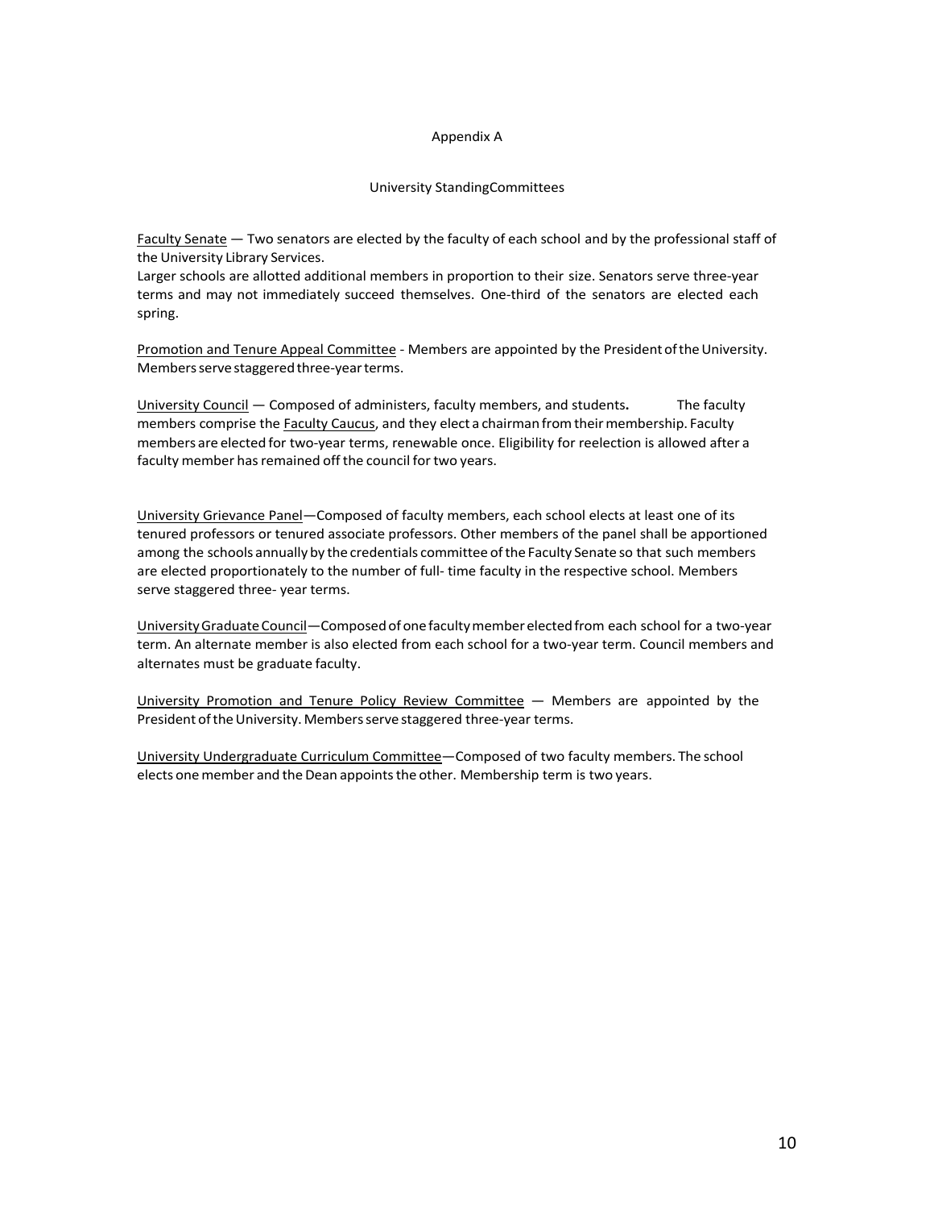# Appendix A

## University StandingCommittees

Faculty Senate — Two senators are elected by the faculty of each school and by the professional staff of the University Library Services.

Larger schools are allotted additional members in proportion to their size. Senators serve three-year terms and may not immediately succeed themselves. One-third of the senators are elected each spring.

Promotion and Tenure Appeal Committee - Members are appointed by the President of the University. Members serve staggered three-year terms.

University Council — Composed of administers, faculty members, and students**.** The faculty members comprise the Faculty Caucus, and they elect a chairman from their membership. Faculty members are elected for two-year terms, renewable once. Eligibility for reelection is allowed after a faculty member has remained off the council for two years.

University Grievance Panel—Composed of faculty members, each school elects at least one of its tenured professors or tenured associate professors. Other members of the panel shall be apportioned among the schools annually by the credentials committee of the Faculty Senate so that such members are elected proportionately to the number of full- time faculty in the respective school. Members serve staggered three- year terms.

University Graduate Council—Composed of one faculty member elected from each school for a two-year term. An alternate member is also elected from each school for a two-year term. Council members and alternates must be graduate faculty.

University Promotion and Tenure Policy Review Committee — Members are appointed by the President of the University. Members serve staggered three-year terms.

University Undergraduate Curriculum Committee—Composed of two faculty members. The school elects one member and the Dean appoints the other. Membership term is two years.